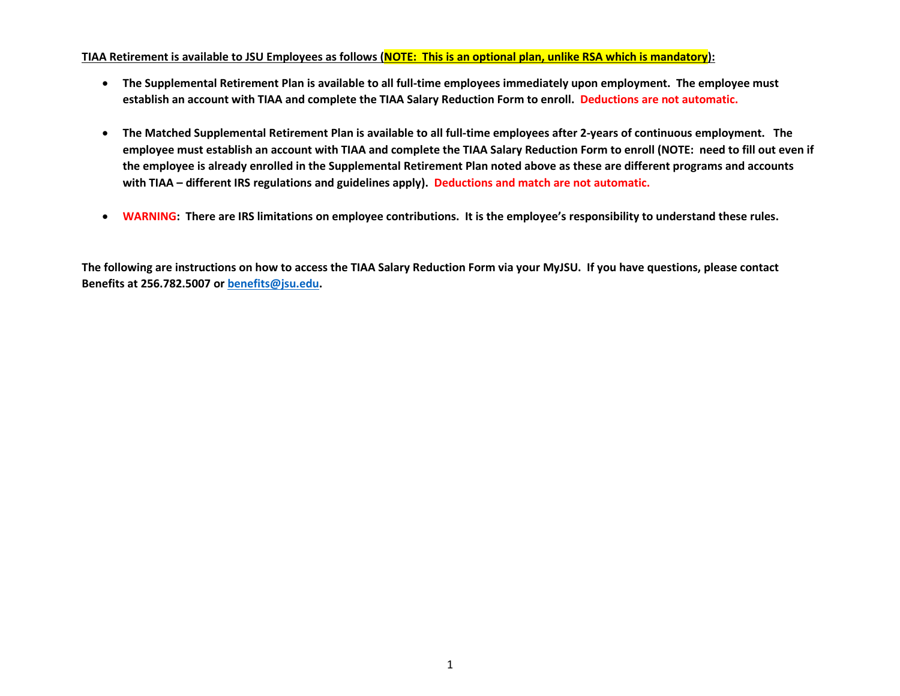**TIAA Retirement is available to JSU Employees as follows (NOTE: This is an optional plan, unlike RSA which is mandatory):**

- **The Supplemental Retirement Plan is available to all full-time employees immediately upon employment. The employee must establish an account with TIAA and complete the TIAA Salary Reduction Form to enroll. Deductions are not automatic.**

- **The Matched Supplemental Retirement Plan is available to all full-time employees after 2-years of continuous employment. The employee must establish an account with TIAA and complete the TIAA Salary Reduction Form to enroll (NOTE: need to fill out even if the employee is already enrolled in the Supplemental Retirement Plan noted above as these are different programs and accounts with TIAA – different IRS regulations and guidelines apply). Deductions and match are not automatic.**

- **WARNING: There are IRS limitations on employee contributions. It is the employee's responsibility to understand these rules.**

**The following are instructions on how to access the TIAA Salary Reduction Form via your MyJSU. If you have questions, please contact Benefits at 256.782.5007 or benefits@jsu.edu.**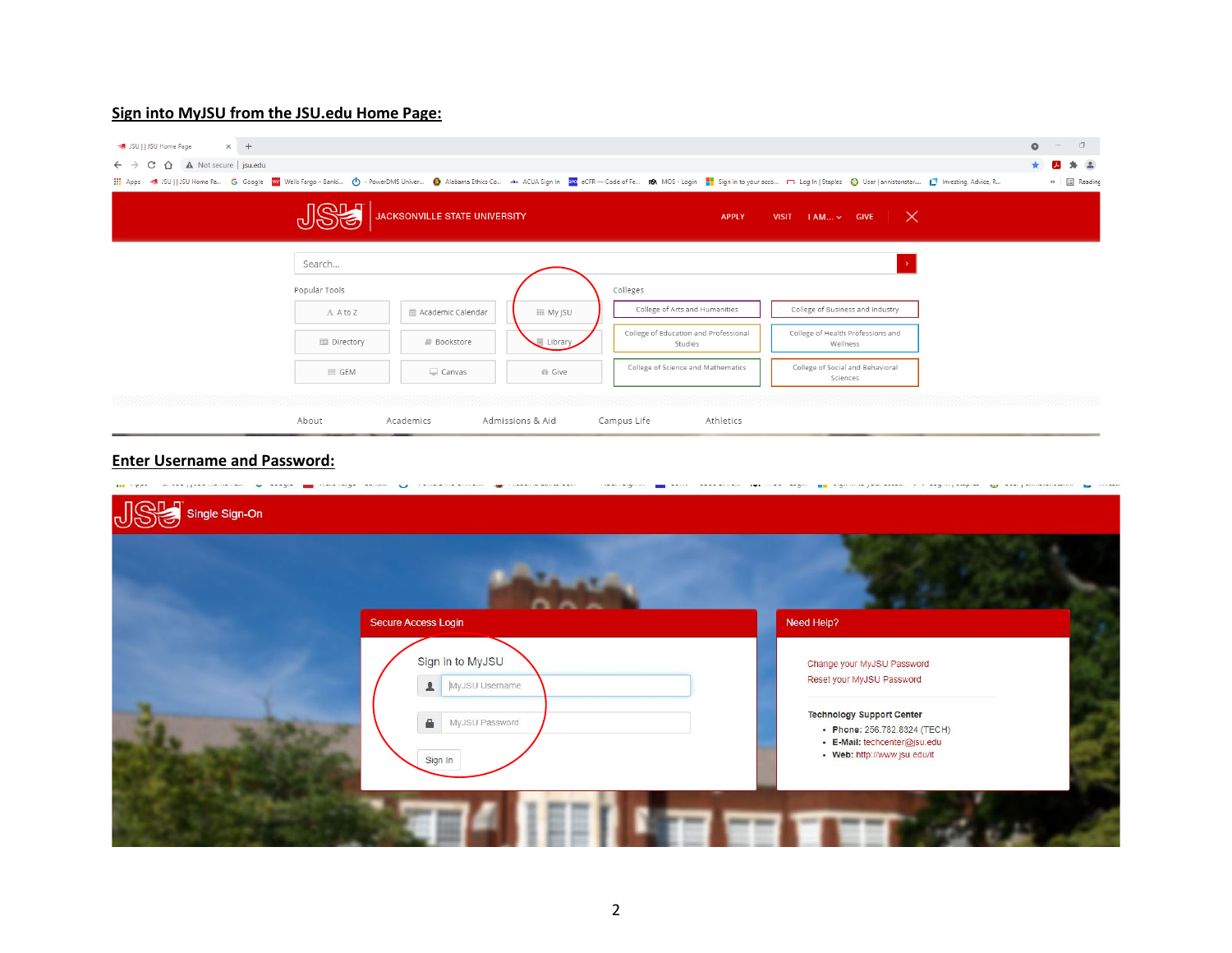**Sign into MyJSU from the JSU.edu Home Page:**

**Enter Username and Password:**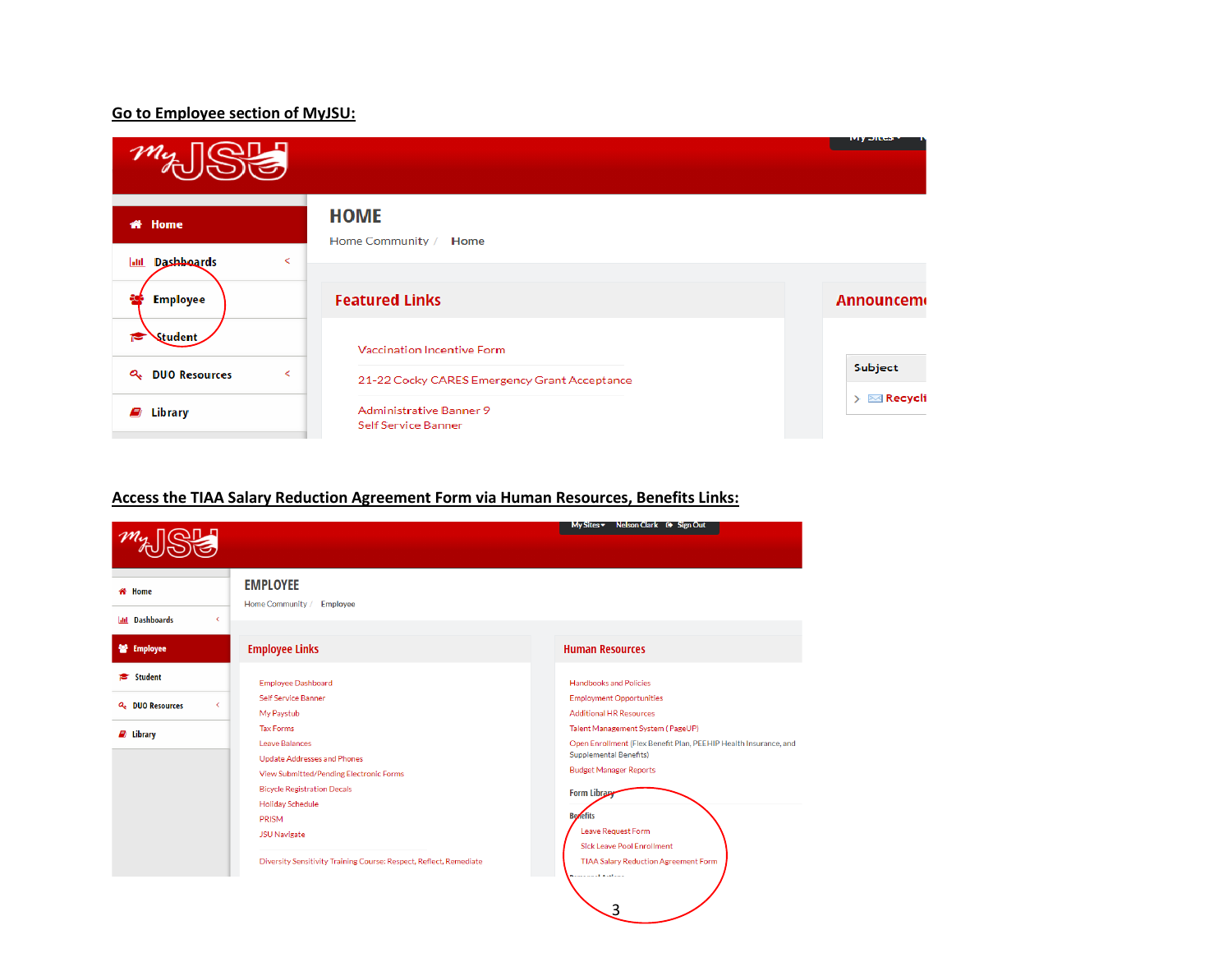**Go to Employee section of MyJSU:**

MyJSU

- Home
- Dashboards
- Employee
- Student
- DUO Resources
- Library

## HOME

Home Community / Home

### Featured Links

Vaccination Incentive Form

21-22 Cocky CARES Emergency Grant Acceptance

Administrative Banner 9

Self Service Banner

### Announcem

Subject

Recycli

**Access the TIAA Salary Reduction Agreement Form via Human Resources, Benefits Links:**

MyJSU

My Sites Nelson Clark Sign Out

- Home
- Dashboards
- Employee
- Student
- DUO Resources
- Library

## EMPLOYEE

Home Community / Employee

### Employee Links

Employee Dashboard

Self Service Banner

My Paystub

Tax Forms

Leave Balances

Update Addresses and Phones

View Submitted/Pending Electronic Forms

Bicycle Registration Decals

Holiday Schedule

PRISM

JSU Navigate

Diversity Sensitivity Training Course: Respect, Reflect, Remediate

### Human Resources

Handbooks and Policies

Employment Opportunities

Additional HR Resources

Talent Management System (PageUP)

Open Enrollment (Flex Benefit Plan, PEEHIP Health Insurance, and Supplemental Benefits)

Budget Manager Reports

Form Library

Benefits

Leave Request Form

Sick Leave Pool Enrollment

TIAA Salary Reduction Agreement Form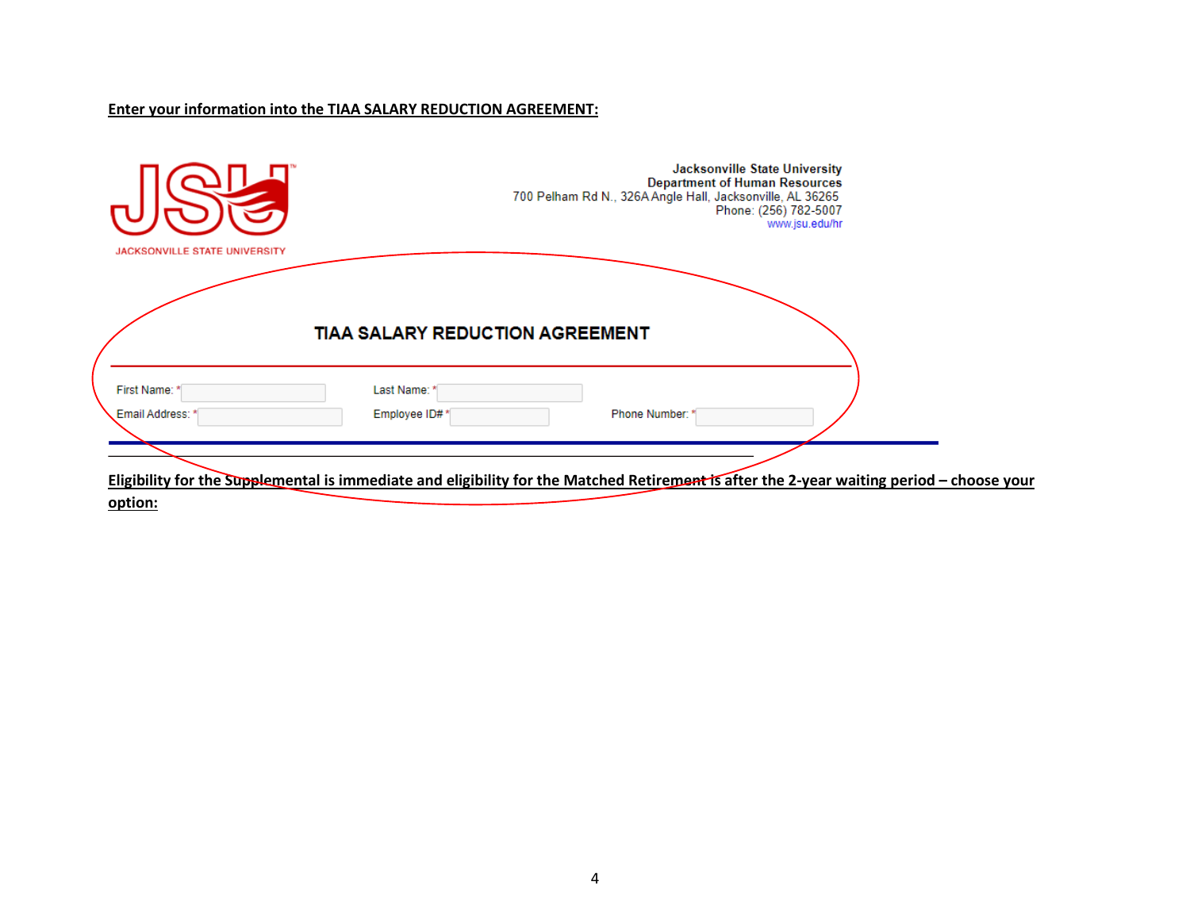**Enter your information into the TIAA SALARY REDUCTION AGREEMENT:**

JSU
JACKSONVILLE STATE UNIVERSITY

**Jacksonville State University**
**Department of Human Resources**
700 Pelham Rd N., 326A Angle Hall, Jacksonville, AL 36265
Phone: (256) 782-5007
www.jsu.edu/hr

## TIAA SALARY REDUCTION AGREEMENT

First Name: * ____________ Last Name: * ____________

Email Address: * ____________ Employee ID# * ____________ Phone Number: * ____________

**Eligibility for the Supplemental is immediate and eligibility for the Matched Retirement is after the 2-year waiting period – choose your option:**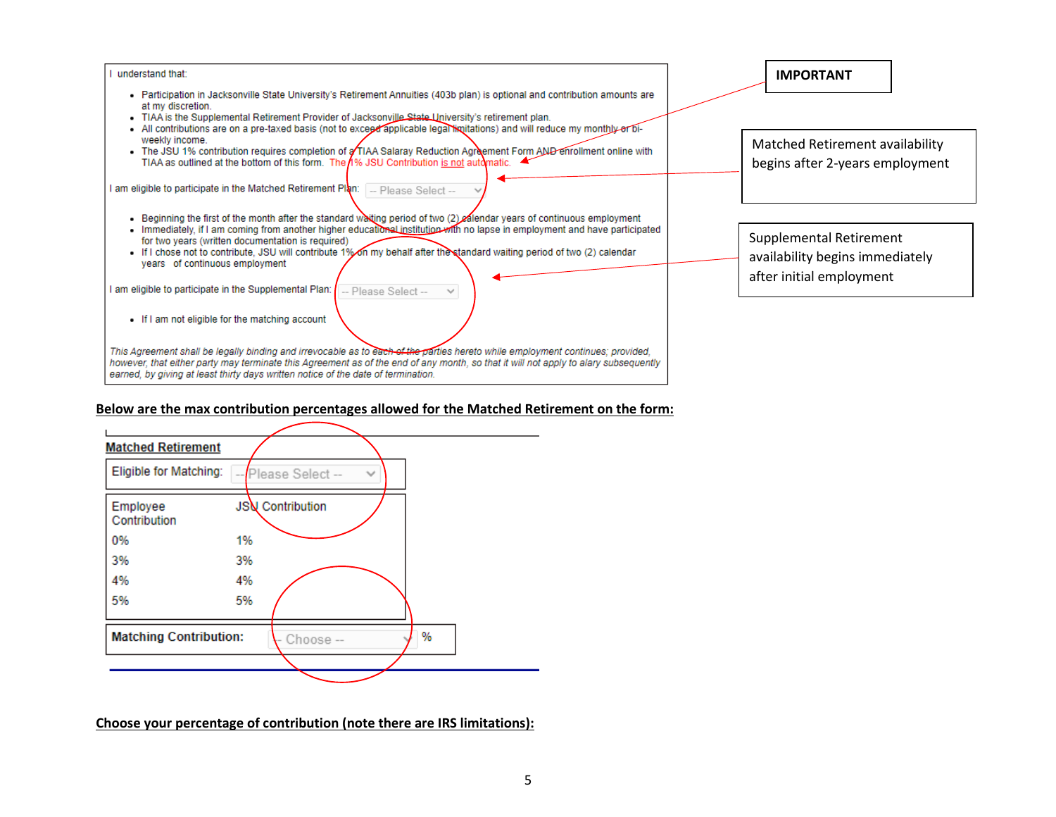I understand that:

- Participation in Jacksonville State University's Retirement Annuities (403b plan) is optional and contribution amounts are at my discretion.
- TIAA is the Supplemental Retirement Provider of Jacksonville State University's retirement plan.
- All contributions are on a pre-taxed basis (not to exceed applicable legal limitations) and will reduce my monthly or bi-weekly income.
- The JSU 1% contribution requires completion of a TIAA Salaray Reduction Agreement Form AND enrollment online with TIAA as outlined at the bottom of this form. The 1% JSU Contribution is not automatic.

I am eligible to participate in the Matched Retirement Plan: -- Please Select --

- Beginning the first of the month after the standard waiting period of two (2) calendar years of continuous employment
- Immediately, if I am coming from another higher educational institution with no lapse in employment and have participated for two years (written documentation is required)
- If I chose not to contribute, JSU will contribute 1% on my behalf after the standard waiting period of two (2) calendar years of continuous employment

I am eligible to participate in the Supplemental Plan: -- Please Select --

- If I am not eligible for the matching account

*This Agreement shall be legally binding and irrevocable as to each of the parties hereto while employment continues; provided, however, that either party may terminate this Agreement as of the end of any month, so that it will not apply to alary subsequently earned, by giving at least thirty days written notice of the date of termination.*

**IMPORTANT**

Matched Retirement availability begins after 2-years employment

Supplemental Retirement availability begins immediately after initial employment

**Below are the max contribution percentages allowed for the Matched Retirement on the form:**

**Matched Retirement**

Eligible for Matching: -- Please Select --

| Employee Contribution | JSU Contribution |
|---|---|
| 0% | 1% |
| 3% | 3% |
| 4% | 4% |
| 5% | 5% |

**Matching Contribution:** -- Choose -- %

**Choose your percentage of contribution (note there are IRS limitations):**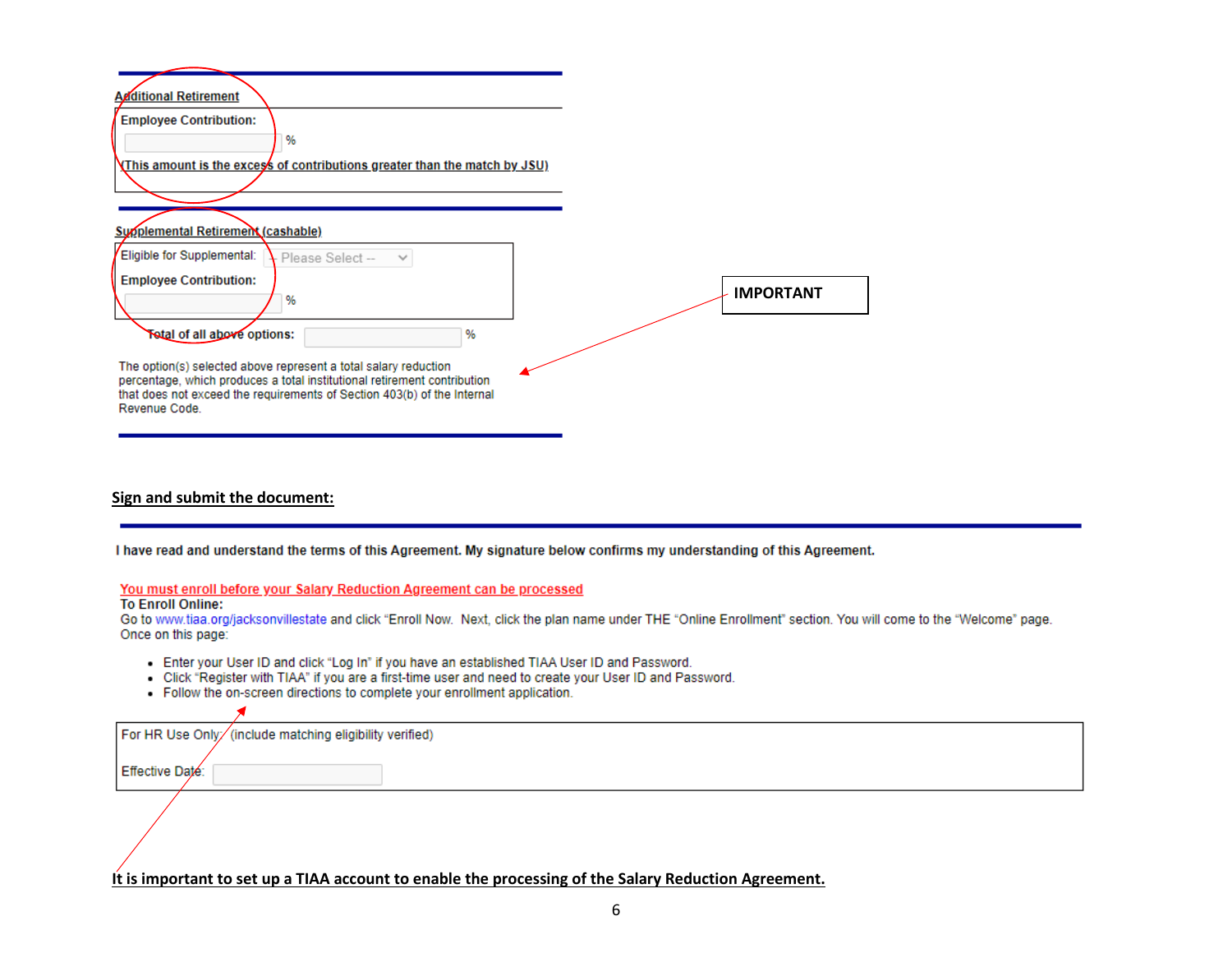Additional Retirement

Employee Contribution:

%

(This amount is the excess of contributions greater than the match by JSU)

Supplemental Retirement (cashable)

Eligible for Supplemental: -- Please Select --

Employee Contribution:

%

Total of all above options: %

The option(s) selected above represent a total salary reduction percentage, which produces a total institutional retirement contribution that does not exceed the requirements of Section 403(b) of the Internal Revenue Code.

**IMPORTANT**

**Sign and submit the document:**

**I have read and understand the terms of this Agreement. My signature below confirms my understanding of this Agreement.**

You must enroll before your Salary Reduction Agreement can be processed

**To Enroll Online:**

Go to www.tiaa.org/jacksonvillestate and click "Enroll Now. Next, click the plan name under THE "Online Enrollment" section. You will come to the "Welcome" page. Once on this page:

- Enter your User ID and click "Log In" if you have an established TIAA User ID and Password.
- Click "Register with TIAA" if you are a first-time user and need to create your User ID and Password.
- Follow the on-screen directions to complete your enrollment application.

For HR Use Only: (include matching eligibility verified)

Effective Date:

**It is important to set up a TIAA account to enable the processing of the Salary Reduction Agreement.**